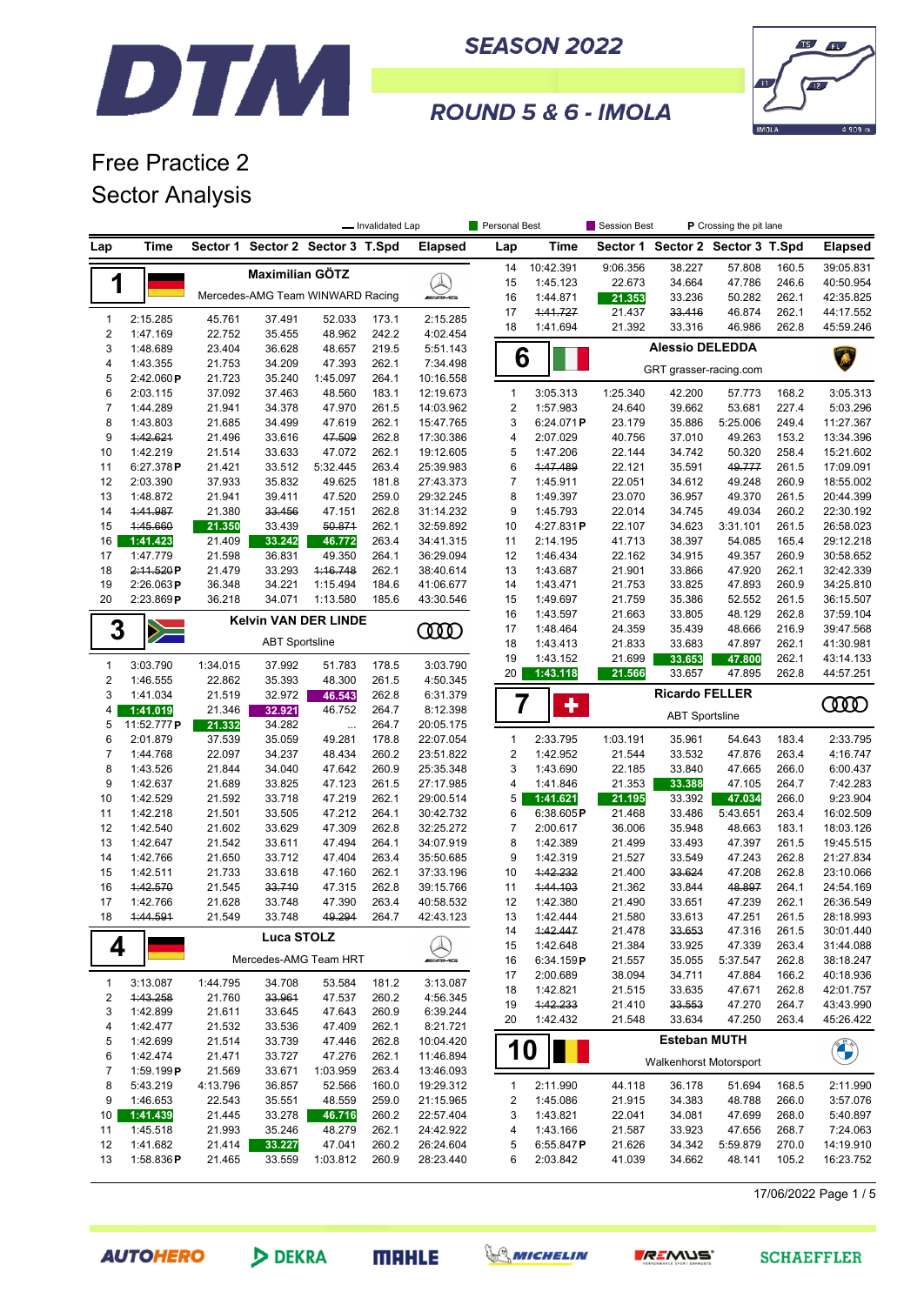# DTM SEASON 2022

## ROUND 5 & 6 - IMOLA

# Free Practice 2
## Sector Analysis

Legend: — Invalidated Lap | Personal Best | Session Best | P Crossing the pit lane

### 1 Maximilian GÖTZ — Mercedes-AMG Team WINWARD Racing

| Lap | Time | Sector 1 | Sector 2 | Sector 3 | T.Spd | Elapsed |
|---|---|---|---|---|---|---|
| 1 | 2:15.285 | 45.761 | 37.491 | 52.033 | 173.1 | 2:15.285 |
| 2 | 1:47.169 | 22.752 | 35.455 | 48.962 | 242.2 | 4:02.454 |
| 3 | 1:48.689 | 23.404 | 36.628 | 48.657 | 219.5 | 5:51.143 |
| 4 | 1:43.355 | 21.753 | 34.209 | 47.393 | 262.1 | 7:34.498 |
| 5 | 2:42.060 P | 21.723 | 35.240 | 1:45.097 | 264.1 | 10:16.558 |
| 6 | 2:03.115 | 37.092 | 37.463 | 48.560 | 183.1 | 12:19.673 |
| 7 | 1:44.289 | 21.941 | 34.378 | 47.970 | 261.5 | 14:03.962 |
| 8 | 1:43.803 | 21.685 | 34.499 | 47.619 | 262.1 | 15:47.765 |
| 9 | ~~1:42.621~~ | 21.496 | 33.616 | ~~47.509~~ | 262.8 | 17:30.386 |
| 10 | 1:42.219 | 21.514 | 33.633 | 47.072 | 262.1 | 19:12.605 |
| 11 | 6:27.378 P | 21.421 | 33.512 | 5:32.445 | 263.4 | 25:39.983 |
| 12 | 2:03.390 | 37.933 | 35.832 | 49.625 | 181.8 | 27:43.373 |
| 13 | 1:48.872 | 21.941 | 39.411 | 47.520 | 259.0 | 29:32.245 |
| 14 | ~~1:41.987~~ | 21.380 | ~~33.456~~ | 47.151 | 262.8 | 31:14.232 |
| 15 | ~~1:45.660~~ | 21.350 | 33.439 | ~~50.871~~ | 262.1 | 32:59.892 |
| 16 | 1:41.423 | 21.409 | 33.242 | 46.772 | 263.4 | 34:41.315 |
| 17 | 1:47.779 | 21.598 | 36.831 | 49.350 | 264.1 | 36:29.094 |
| 18 | ~~2:11.520~~ P | 21.479 | 33.293 | ~~1:16.748~~ | 262.1 | 38:40.614 |
| 19 | 2:26.063 P | 36.348 | 34.221 | 1:15.494 | 184.6 | 41:06.677 |
| 20 | 2:23.869 P | 36.218 | 34.071 | 1:13.580 | 185.6 | 43:30.546 |

### 3 Kelvin VAN DER LINDE — ABT Sportsline

| Lap | Time | Sector 1 | Sector 2 | Sector 3 | T.Spd | Elapsed |
|---|---|---|---|---|---|---|
| 1 | 3:03.790 | 1:34.015 | 37.992 | 51.783 | 178.5 | 3:03.790 |
| 2 | 1:46.555 | 22.862 | 35.393 | 48.300 | 261.5 | 4:50.345 |
| 3 | 1:41.034 | 21.519 | 32.972 | 46.543 | 262.8 | 6:31.379 |
| 4 | 1:41.019 | 21.346 | 32.921 | 46.752 | 264.7 | 8:12.398 |
| 5 | 11:52.777 P | 21.332 | 34.282 | ... | 264.7 | 20:05.175 |
| 6 | 2:01.879 | 37.539 | 35.059 | 49.281 | 178.8 | 22:07.054 |
| 7 | 1:44.768 | 22.097 | 34.237 | 48.434 | 260.2 | 23:51.822 |
| 8 | 1:43.526 | 21.844 | 34.040 | 47.642 | 260.9 | 25:35.348 |
| 9 | 1:42.637 | 21.689 | 33.825 | 47.123 | 261.5 | 27:17.985 |
| 10 | 1:42.529 | 21.592 | 33.718 | 47.219 | 262.1 | 29:00.514 |
| 11 | 1:42.218 | 21.501 | 33.505 | 47.212 | 264.1 | 30:42.732 |
| 12 | 1:42.540 | 21.602 | 33.629 | 47.309 | 262.8 | 32:25.272 |
| 13 | 1:42.647 | 21.542 | 33.611 | 47.494 | 264.1 | 34:07.919 |
| 14 | 1:42.766 | 21.650 | 33.712 | 47.404 | 263.4 | 35:50.685 |
| 15 | 1:42.511 | 21.733 | 33.618 | 47.160 | 262.1 | 37:33.196 |
| 16 | ~~1:42.570~~ | 21.545 | ~~33.710~~ | 47.315 | 262.8 | 39:15.766 |
| 17 | 1:42.766 | 21.628 | 33.748 | 47.390 | 263.4 | 40:58.532 |
| 18 | ~~1:44.591~~ | 21.549 | 33.748 | ~~49.294~~ | 264.7 | 42:43.123 |

### 4 Luca STOLZ — Mercedes-AMG Team HRT

| Lap | Time | Sector 1 | Sector 2 | Sector 3 | T.Spd | Elapsed |
|---|---|---|---|---|---|---|
| 1 | 3:13.087 | 1:44.795 | 34.708 | 53.584 | 181.2 | 3:13.087 |
| 2 | ~~1:43.258~~ | 21.760 | ~~33.961~~ | 47.537 | 260.2 | 4:56.345 |
| 3 | 1:42.899 | 21.611 | 33.645 | 47.643 | 260.9 | 6:39.244 |
| 4 | 1:42.477 | 21.532 | 33.536 | 47.409 | 262.1 | 8:21.721 |
| 5 | 1:42.699 | 21.514 | 33.739 | 47.446 | 262.8 | 10:04.420 |
| 6 | 1:42.474 | 21.471 | 33.727 | 47.276 | 262.1 | 11:46.894 |
| 7 | 1:59.199 P | 21.569 | 33.671 | 1:03.959 | 263.4 | 13:46.093 |
| 8 | 5:43.219 | 4:13.796 | 36.857 | 52.566 | 160.0 | 19:29.312 |
| 9 | 1:46.653 | 22.543 | 35.551 | 48.559 | 259.0 | 21:15.965 |
| 10 | 1:41.439 | 21.445 | 33.278 | 46.716 | 260.2 | 22:57.404 |
| 11 | 1:45.518 | 21.993 | 35.246 | 48.279 | 262.1 | 24:42.922 |
| 12 | 1:41.682 | 21.414 | 33.227 | 47.041 | 260.2 | 26:24.604 |
| 13 | 1:58.836 P | 21.465 | 33.559 | 1:03.812 | 260.9 | 28:23.440 |
| 14 | 10:42.391 | 9:06.356 | 38.227 | 57.808 | 160.5 | 39:05.831 |
| 15 | 1:45.123 | 22.673 | 34.664 | 47.786 | 246.6 | 40:50.954 |
| 16 | 1:44.871 | 21.353 | 33.236 | 50.282 | 262.1 | 42:35.825 |
| 17 | ~~1:41.727~~ | 21.437 | ~~33.416~~ | 46.874 | 262.1 | 44:17.552 |
| 18 | 1:41.694 | 21.392 | 33.316 | 46.986 | 262.8 | 45:59.246 |

### 6 Alessio DELEDDA — GRT grasser-racing.com

| Lap | Time | Sector 1 | Sector 2 | Sector 3 | T.Spd | Elapsed |
|---|---|---|---|---|---|---|
| 1 | 3:05.313 | 1:25.340 | 42.200 | 57.773 | 168.2 | 3:05.313 |
| 2 | 1:57.983 | 24.640 | 39.662 | 53.681 | 227.4 | 5:03.296 |
| 3 | 6:24.071 P | 23.179 | 35.886 | 5:25.006 | 249.4 | 11:27.367 |
| 4 | 2:07.029 | 40.756 | 37.010 | 49.263 | 153.2 | 13:34.396 |
| 5 | 1:47.206 | 22.144 | 34.742 | 50.320 | 258.4 | 15:21.602 |
| 6 | ~~1:47.489~~ | 22.121 | 35.591 | ~~49.777~~ | 261.5 | 17:09.091 |
| 7 | 1:45.911 | 22.051 | 34.612 | 49.248 | 260.9 | 18:55.002 |
| 8 | 1:49.397 | 23.070 | 36.957 | 49.370 | 261.5 | 20:44.399 |
| 9 | 1:45.793 | 22.014 | 34.745 | 49.034 | 260.2 | 22:30.192 |
| 10 | 4:27.831 P | 22.107 | 34.623 | 3:31.101 | 261.5 | 26:58.023 |
| 11 | 2:14.195 | 41.713 | 38.397 | 54.085 | 165.4 | 29:12.218 |
| 12 | 1:46.434 | 22.162 | 34.915 | 49.357 | 260.9 | 30:58.652 |
| 13 | 1:43.687 | 21.901 | 33.866 | 47.920 | 262.1 | 32:42.339 |
| 14 | 1:43.471 | 21.753 | 33.825 | 47.893 | 260.9 | 34:25.810 |
| 15 | 1:49.697 | 21.759 | 35.386 | 52.552 | 261.5 | 36:15.507 |
| 16 | 1:43.597 | 21.663 | 33.805 | 48.129 | 262.8 | 37:59.104 |
| 17 | 1:48.464 | 24.359 | 35.439 | 48.666 | 216.9 | 39:47.568 |
| 18 | 1:43.413 | 21.833 | 33.683 | 47.897 | 262.1 | 41:30.981 |
| 19 | 1:43.152 | 21.699 | 33.653 | 47.800 | 262.1 | 43:14.133 |
| 20 | 1:43.118 | 21.566 | 33.657 | 47.895 | 262.8 | 44:57.251 |

### 7 Ricardo FELLER — ABT Sportsline

| Lap | Time | Sector 1 | Sector 2 | Sector 3 | T.Spd | Elapsed |
|---|---|---|---|---|---|---|
| 1 | 2:33.795 | 1:03.191 | 35.961 | 54.643 | 183.4 | 2:33.795 |
| 2 | 1:42.952 | 21.544 | 33.532 | 47.876 | 263.4 | 4:16.747 |
| 3 | 1:43.690 | 22.185 | 33.840 | 47.665 | 266.0 | 6:00.437 |
| 4 | 1:41.846 | 21.353 | 33.388 | 47.105 | 264.7 | 7:42.283 |
| 5 | 1:41.621 | 21.195 | 33.392 | 47.034 | 266.0 | 9:23.904 |
| 6 | 6:38.605 P | 21.468 | 33.486 | 5:43.651 | 263.4 | 16:02.509 |
| 7 | 2:00.617 | 36.006 | 35.948 | 48.663 | 183.1 | 18:03.126 |
| 8 | 1:42.389 | 21.499 | 33.493 | 47.397 | 261.5 | 19:45.515 |
| 9 | 1:42.319 | 21.527 | 33.549 | 47.243 | 262.8 | 21:27.834 |
| 10 | ~~1:42.232~~ | 21.400 | ~~33.624~~ | 47.208 | 262.8 | 23:10.066 |
| 11 | ~~1:44.103~~ | 21.362 | 33.844 | ~~48.897~~ | 264.1 | 24:54.169 |
| 12 | 1:42.380 | 21.490 | 33.651 | 47.239 | 262.1 | 26:36.549 |
| 13 | 1:42.444 | 21.580 | 33.613 | 47.251 | 261.5 | 28:18.993 |
| 14 | ~~1:42.447~~ | 21.478 | ~~33.653~~ | 47.316 | 261.5 | 30:01.440 |
| 15 | 1:42.648 | 21.384 | 33.925 | 47.339 | 263.4 | 31:44.088 |
| 16 | 6:34.159 P | 21.557 | 35.055 | 5:37.547 | 262.8 | 38:18.247 |
| 17 | 2:00.689 | 38.094 | 34.711 | 47.884 | 166.2 | 40:18.936 |
| 18 | 1:42.821 | 21.515 | 33.635 | 47.671 | 262.8 | 42:01.757 |
| 19 | ~~1:42.233~~ | 21.410 | ~~33.553~~ | 47.270 | 264.7 | 43:43.990 |
| 20 | 1:42.432 | 21.548 | 33.634 | 47.250 | 263.4 | 45:26.422 |

### 10 Esteban MUTH — Walkenhorst Motorsport

| Lap | Time | Sector 1 | Sector 2 | Sector 3 | T.Spd | Elapsed |
|---|---|---|---|---|---|---|
| 1 | 2:11.990 | 44.118 | 36.178 | 51.694 | 168.5 | 2:11.990 |
| 2 | 1:45.086 | 21.915 | 34.383 | 48.788 | 266.0 | 3:57.076 |
| 3 | 1:43.821 | 22.041 | 34.081 | 47.699 | 268.0 | 5:40.897 |
| 4 | 1:43.166 | 21.587 | 33.923 | 47.656 | 268.7 | 7:24.063 |
| 5 | 6:55.847 P | 21.626 | 34.342 | 5:59.879 | 270.0 | 14:19.910 |
| 6 | 2:03.842 | 41.039 | 34.662 | 48.141 | 105.2 | 16:23.752 |

17/06/2022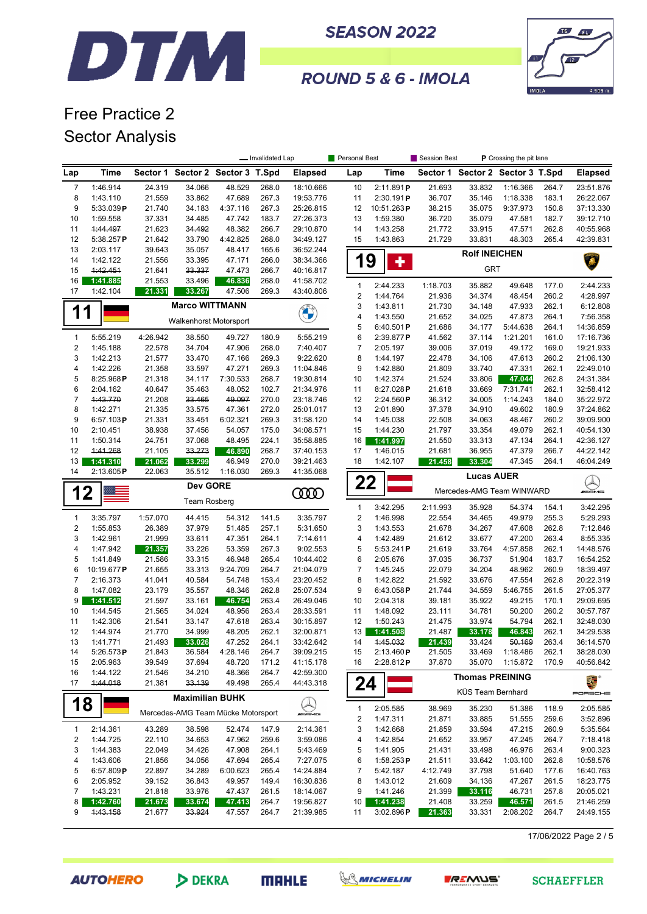# DTM SEASON 2022

## ROUND 5 & 6 - IMOLA

# Free Practice 2
## Sector Analysis

— Invalidated Lap | Personal Best | Session Best | P Crossing the pit lane

| Lap | Time | Sector 1 | Sector 2 | Sector 3 | T.Spd | Elapsed |
|---|---|---|---|---|---|---|
| 7 | 1:46.914 | 24.319 | 34.066 | 48.529 | 268.0 | 18:10.666 |
| 8 | 1:43.110 | 21.559 | 33.862 | 47.689 | 267.3 | 19:53.776 |
| 9 | 5:33.039 P | 21.740 | 34.183 | 4:37.116 | 267.3 | 25:26.815 |
| 10 | 1:59.558 | 37.331 | 34.485 | 47.742 | 183.7 | 27:26.373 |
| 11 | ~~1:44.497~~ | 21.623 | ~~34.492~~ | 48.382 | 266.7 | 29:10.870 |
| 12 | 5:38.257 P | 21.642 | 33.790 | 4:42.825 | 268.0 | 34:49.127 |
| 13 | 2:03.117 | 39.643 | 35.057 | 48.417 | 165.6 | 36:52.244 |
| 14 | 1:42.122 | 21.556 | 33.395 | 47.171 | 266.0 | 38:34.366 |
| 15 | ~~1:42.451~~ | 21.641 | ~~33.337~~ | 47.473 | 266.7 | 40:16.817 |
| 16 | 1:41.885 | 21.553 | 33.496 | 46.836 | 268.0 | 41:58.702 |
| 17 | 1:42.104 | 21.331 | 33.267 | 47.506 | 269.3 | 43:40.806 |

### 11 Marco WITTMANN — Walkenhorst Motorsport

| Lap | Time | Sector 1 | Sector 2 | Sector 3 | T.Spd | Elapsed |
|---|---|---|---|---|---|---|
| 1 | 5:55.219 | 4:26.942 | 38.550 | 49.727 | 180.9 | 5:55.219 |
| 2 | 1:45.188 | 22.578 | 34.704 | 47.906 | 268.0 | 7:40.407 |
| 3 | 1:42.213 | 21.577 | 33.470 | 47.166 | 269.3 | 9:22.620 |
| 4 | 1:42.226 | 21.358 | 33.597 | 47.271 | 269.3 | 11:04.846 |
| 5 | 8:25.968 P | 21.318 | 34.117 | 7:30.533 | 268.7 | 19:30.814 |
| 6 | 2:04.162 | 40.647 | 35.463 | 48.052 | 102.7 | 21:34.976 |
| 7 | ~~1:43.770~~ | 21.208 | ~~33.465~~ | ~~49.097~~ | 270.0 | 23:18.746 |
| 8 | 1:42.271 | 21.335 | 33.575 | 47.361 | 272.0 | 25:01.017 |
| 9 | 6:57.103 P | 21.331 | 33.451 | 6:02.321 | 269.3 | 31:58.120 |
| 10 | 2:10.451 | 38.938 | 37.456 | 54.057 | 175.0 | 34:08.571 |
| 11 | 1:50.314 | 24.751 | 37.068 | 48.495 | 224.1 | 35:58.885 |
| 12 | ~~1:41.268~~ | 21.105 | ~~33.273~~ | 46.890 | 268.7 | 37:40.153 |
| 13 | 1:41.310 | 21.062 | 33.299 | 46.949 | 270.0 | 39:21.463 |
| 14 | 2:13.605 P | 22.063 | 35.512 | 1:16.030 | 269.3 | 41:35.068 |

### 12 Dev GORE — Team Rosberg

| Lap | Time | Sector 1 | Sector 2 | Sector 3 | T.Spd | Elapsed |
|---|---|---|---|---|---|---|
| 1 | 3:35.797 | 1:57.070 | 44.415 | 54.312 | 141.5 | 3:35.797 |
| 2 | 1:55.853 | 26.389 | 37.979 | 51.485 | 257.1 | 5:31.650 |
| 3 | 1:42.961 | 21.999 | 33.611 | 47.351 | 264.1 | 7:14.611 |
| 4 | 1:47.942 | 21.357 | 33.226 | 53.359 | 267.3 | 9:02.553 |
| 5 | 1:41.849 | 21.586 | 33.315 | 46.948 | 265.4 | 10:44.402 |
| 6 | 10:19.677 P | 21.655 | 33.313 | 9:24.709 | 264.7 | 21:04.079 |
| 7 | 2:16.373 | 41.041 | 40.584 | 54.748 | 153.4 | 23:20.452 |
| 8 | 1:47.082 | 23.179 | 35.557 | 48.346 | 262.8 | 25:07.534 |
| 9 | 1:41.512 | 21.597 | 33.161 | 46.754 | 263.4 | 26:49.046 |
| 10 | 1:44.545 | 21.565 | 34.024 | 48.956 | 263.4 | 28:33.591 |
| 11 | 1:42.306 | 21.541 | 33.147 | 47.618 | 263.4 | 30:15.897 |
| 12 | 1:44.974 | 21.770 | 34.999 | 48.205 | 262.1 | 32:00.871 |
| 13 | 1:41.771 | 21.493 | 33.026 | 47.252 | 264.1 | 33:42.642 |
| 14 | 5:26.573 P | 21.843 | 36.584 | 4:28.146 | 264.7 | 39:09.215 |
| 15 | 2:05.963 | 39.549 | 37.694 | 48.720 | 171.2 | 41:15.178 |
| 16 | 1:44.122 | 21.546 | 34.210 | 48.366 | 264.7 | 42:59.300 |
| 17 | ~~1:44.018~~ | 21.381 | ~~33.139~~ | 49.498 | 265.4 | 44:43.318 |

### 18 Maximilian BUHK — Mercedes-AMG Team Mücke Motorsport

| Lap | Time | Sector 1 | Sector 2 | Sector 3 | T.Spd | Elapsed |
|---|---|---|---|---|---|---|
| 1 | 2:14.361 | 43.289 | 38.598 | 52.474 | 147.9 | 2:14.361 |
| 2 | 1:44.725 | 22.110 | 34.653 | 47.962 | 259.6 | 3:59.086 |
| 3 | 1:44.383 | 22.049 | 34.426 | 47.908 | 264.1 | 5:43.469 |
| 4 | 1:43.606 | 21.856 | 34.056 | 47.694 | 265.4 | 7:27.075 |
| 5 | 6:57.809 P | 22.897 | 34.289 | 6:00.623 | 265.4 | 14:24.884 |
| 6 | 2:05.952 | 39.152 | 36.843 | 49.957 | 149.4 | 16:30.836 |
| 7 | 1:43.231 | 21.818 | 33.976 | 47.437 | 261.5 | 18:14.067 |
| 8 | 1:42.760 | 21.673 | 33.674 | 47.413 | 264.7 | 19:56.827 |
| 9 | ~~1:43.158~~ | 21.677 | ~~33.924~~ | 47.557 | 264.7 | 21:39.985 |

| Lap | Time | Sector 1 | Sector 2 | Sector 3 | T.Spd | Elapsed |
|---|---|---|---|---|---|---|
| 10 | 2:11.891 P | 21.693 | 33.832 | 1:16.366 | 264.7 | 23:51.876 |
| 11 | 2:30.191 P | 36.707 | 35.146 | 1:18.338 | 183.1 | 26:22.067 |
| 12 | 10:51.263 P | 38.215 | 35.075 | 9:37.973 | 150.8 | 37:13.330 |
| 13 | 1:59.380 | 36.720 | 35.079 | 47.581 | 182.7 | 39:12.710 |
| 14 | 1:43.258 | 21.772 | 33.915 | 47.571 | 262.8 | 40:55.968 |
| 15 | 1:43.863 | 21.729 | 33.831 | 48.303 | 265.4 | 42:39.831 |

### 19 Rolf INEICHEN — GRT

| Lap | Time | Sector 1 | Sector 2 | Sector 3 | T.Spd | Elapsed |
|---|---|---|---|---|---|---|
| 1 | 2:44.233 | 1:18.703 | 35.882 | 49.648 | 177.0 | 2:44.233 |
| 2 | 1:44.764 | 21.936 | 34.374 | 48.454 | 260.2 | 4:28.997 |
| 3 | 1:43.811 | 21.730 | 34.148 | 47.933 | 262.1 | 6:12.808 |
| 4 | 1:43.550 | 21.652 | 34.025 | 47.873 | 264.1 | 7:56.358 |
| 5 | 6:40.501 P | 21.686 | 34.177 | 5:44.638 | 264.1 | 14:36.859 |
| 6 | 2:39.877 P | 41.562 | 37.114 | 1:21.201 | 161.0 | 17:16.736 |
| 7 | 2:05.197 | 39.006 | 37.019 | 49.172 | 169.0 | 19:21.933 |
| 8 | 1:44.197 | 22.478 | 34.106 | 47.613 | 260.2 | 21:06.130 |
| 9 | 1:42.880 | 21.809 | 33.740 | 47.331 | 262.1 | 22:49.010 |
| 10 | 1:42.374 | 21.524 | 33.806 | 47.044 | 262.8 | 24:31.384 |
| 11 | 8:27.028 P | 21.618 | 33.669 | 7:31.741 | 262.1 | 32:58.412 |
| 12 | 2:24.560 P | 36.312 | 34.005 | 1:14.243 | 184.0 | 35:22.972 |
| 13 | 2:01.890 | 37.378 | 34.910 | 49.602 | 180.9 | 37:24.862 |
| 14 | 1:45.038 | 22.508 | 34.063 | 48.467 | 260.2 | 39:09.900 |
| 15 | 1:44.230 | 21.797 | 33.354 | 49.079 | 262.1 | 40:54.130 |
| 16 | 1:41.997 | 21.550 | 33.313 | 47.134 | 264.1 | 42:36.127 |
| 17 | 1:46.015 | 21.681 | 36.955 | 47.379 | 266.7 | 44:22.142 |
| 18 | 1:42.107 | 21.458 | 33.304 | 47.345 | 264.1 | 46:04.249 |

### 22 Lucas AUER — Mercedes-AMG Team WINWARD

| Lap | Time | Sector 1 | Sector 2 | Sector 3 | T.Spd | Elapsed |
|---|---|---|---|---|---|---|
| 1 | 3:42.295 | 2:11.993 | 35.928 | 54.374 | 154.1 | 3:42.295 |
| 2 | 1:46.998 | 22.554 | 34.465 | 49.979 | 255.3 | 5:29.293 |
| 3 | 1:43.553 | 21.678 | 34.267 | 47.608 | 262.8 | 7:12.846 |
| 4 | 1:42.489 | 21.612 | 33.677 | 47.200 | 263.4 | 8:55.335 |
| 5 | 5:53.241 P | 21.619 | 33.764 | 4:57.858 | 262.1 | 14:48.576 |
| 6 | 2:05.676 | 37.035 | 36.737 | 51.904 | 183.7 | 16:54.252 |
| 7 | 1:45.245 | 22.079 | 34.204 | 48.962 | 260.9 | 18:39.497 |
| 8 | 1:42.822 | 21.592 | 33.676 | 47.554 | 262.8 | 20:22.319 |
| 9 | 6:43.058 P | 21.744 | 34.559 | 5:46.755 | 261.5 | 27:05.377 |
| 10 | 2:04.318 | 39.181 | 35.922 | 49.215 | 170.1 | 29:09.695 |
| 11 | 1:48.092 | 23.111 | 34.781 | 50.200 | 260.2 | 30:57.787 |
| 12 | 1:50.243 | 21.475 | 33.974 | 54.794 | 262.1 | 32:48.030 |
| 13 | 1:41.508 | 21.487 | 33.178 | 46.843 | 262.1 | 34:29.538 |
| 14 | ~~1:45.032~~ | 21.439 | 33.424 | ~~50.169~~ | 263.4 | 36:14.570 |
| 15 | 2:13.460 P | 21.505 | 33.469 | 1:18.486 | 262.1 | 38:28.030 |
| 16 | 2:28.812 P | 37.870 | 35.070 | 1:15.872 | 170.9 | 40:56.842 |

### 24 Thomas PREINING — KÜS Team Bernhard

| Lap | Time | Sector 1 | Sector 2 | Sector 3 | T.Spd | Elapsed |
|---|---|---|---|---|---|---|
| 1 | 2:05.585 | 38.969 | 35.230 | 51.386 | 118.9 | 2:05.585 |
| 2 | 1:47.311 | 21.871 | 33.885 | 51.555 | 259.6 | 3:52.896 |
| 3 | 1:42.668 | 21.859 | 33.594 | 47.215 | 260.9 | 5:35.564 |
| 4 | 1:42.854 | 21.652 | 33.957 | 47.245 | 264.7 | 7:18.418 |
| 5 | 1:41.905 | 21.431 | 33.498 | 46.976 | 263.4 | 9:00.323 |
| 6 | 1:58.253 P | 21.511 | 33.642 | 1:03.100 | 262.8 | 10:58.576 |
| 7 | 5:42.187 | 4:12.749 | 37.798 | 51.640 | 177.6 | 16:40.763 |
| 8 | 1:43.012 | 21.609 | 34.136 | 47.267 | 261.5 | 18:23.775 |
| 9 | 1:41.246 | 21.399 | 33.116 | 46.731 | 257.8 | 20:05.021 |
| 10 | 1:41.238 | 21.408 | 33.259 | 46.571 | 261.5 | 21:46.259 |
| 11 | 3:02.896 P | 21.363 | 33.331 | 2:08.202 | 264.7 | 24:49.155 |

17/06/2022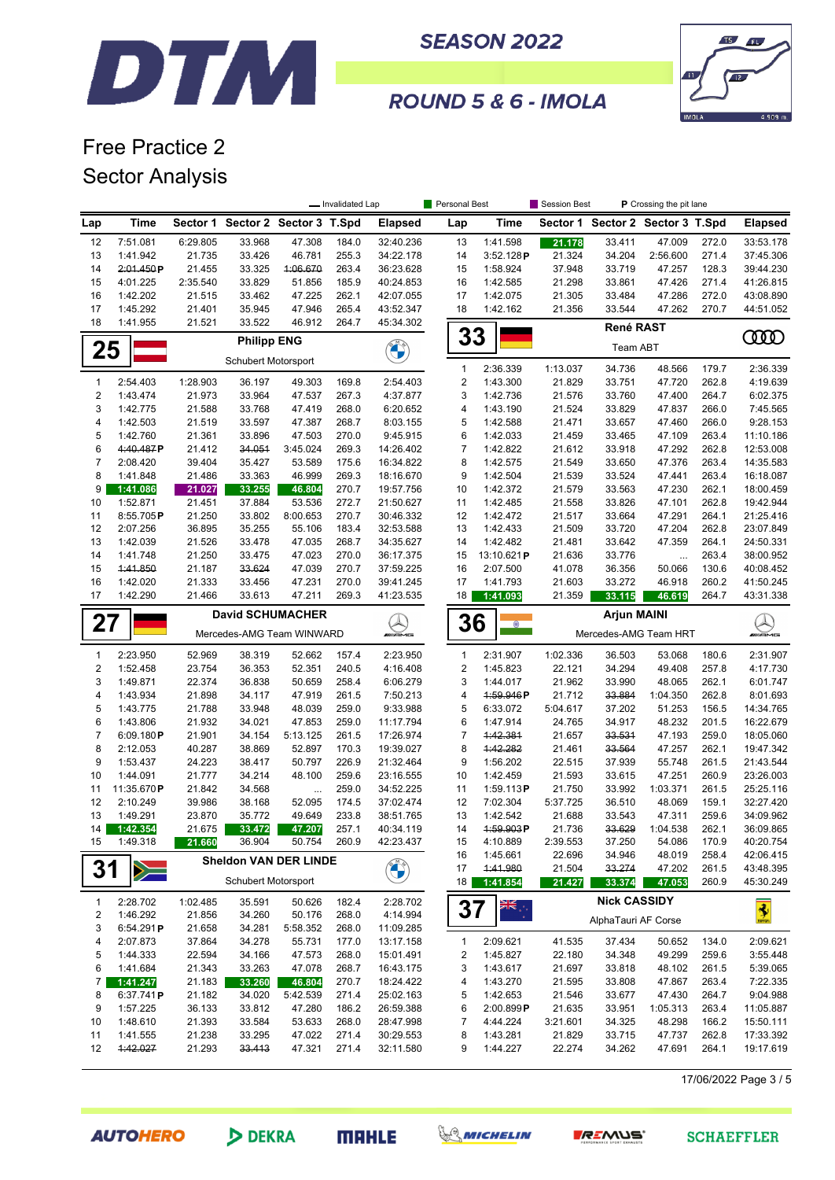# DTM SEASON 2022

## ROUND 5 & 6 - IMOLA

# Free Practice 2
## Sector Analysis

— Invalidated Lap | Personal Best | Session Best | P Crossing the pit lane

(continued from previous page)

| Lap | Time | Sector 1 | Sector 2 | Sector 3 | T.Spd | Elapsed |
|---|---|---|---|---|---|---|
| 12 | 7:51.081 | 6:29.805 | 33.968 | 47.308 | 184.0 | 32:40.236 |
| 13 | 1:41.942 | 21.735 | 33.426 | 46.781 | 255.3 | 34:22.178 |
| 14 | ~~2:01.450~~ P | 21.455 | 33.325 | ~~1:06.670~~ | 263.4 | 36:23.628 |
| 15 | 4:01.225 | 2:35.540 | 33.829 | 51.856 | 185.9 | 40:24.853 |
| 16 | 1:42.202 | 21.515 | 33.462 | 47.225 | 262.1 | 42:07.055 |
| 17 | 1:45.292 | 21.401 | 35.945 | 47.946 | 265.4 | 43:52.347 |
| 18 | 1:41.955 | 21.521 | 33.522 | 46.912 | 264.7 | 45:34.302 |

### 25 Philipp ENG — Schubert Motorsport

| Lap | Time | Sector 1 | Sector 2 | Sector 3 | T.Spd | Elapsed |
|---|---|---|---|---|---|---|
| 1 | 2:54.403 | 1:28.903 | 36.197 | 49.303 | 169.8 | 2:54.403 |
| 2 | 1:43.474 | 21.973 | 33.964 | 47.537 | 267.3 | 4:37.877 |
| 3 | 1:42.775 | 21.588 | 33.768 | 47.419 | 268.0 | 6:20.652 |
| 4 | 1:42.503 | 21.519 | 33.597 | 47.387 | 268.7 | 8:03.155 |
| 5 | 1:42.760 | 21.361 | 33.896 | 47.503 | 270.0 | 9:45.915 |
| 6 | ~~4:40.487~~ P | 21.412 | ~~34.051~~ | 3:45.024 | 269.3 | 14:26.402 |
| 7 | 2:08.420 | 39.404 | 35.427 | 53.589 | 175.6 | 16:34.822 |
| 8 | 1:41.848 | 21.486 | 33.363 | 46.999 | 269.3 | 18:16.670 |
| 9 | 1:41.086 | 21.027 | 33.255 | 46.804 | 270.7 | 19:57.756 |
| 10 | 1:52.871 | 21.451 | 37.884 | 53.536 | 272.7 | 21:50.627 |
| 11 | 8:55.705 P | 21.250 | 33.802 | 8:00.653 | 270.7 | 30:46.332 |
| 12 | 2:07.256 | 36.895 | 35.255 | 55.106 | 183.4 | 32:53.588 |
| 13 | 1:42.039 | 21.526 | 33.478 | 47.035 | 268.7 | 34:35.627 |
| 14 | 1:41.748 | 21.250 | 33.475 | 47.023 | 270.0 | 36:17.375 |
| 15 | ~~1:41.850~~ | 21.187 | ~~33.624~~ | 47.039 | 270.7 | 37:59.225 |
| 16 | 1:42.020 | 21.333 | 33.456 | 47.231 | 270.0 | 39:41.245 |
| 17 | 1:42.290 | 21.466 | 33.613 | 47.211 | 269.3 | 41:23.535 |

### 27 David SCHUMACHER — Mercedes-AMG Team WINWARD

| Lap | Time | Sector 1 | Sector 2 | Sector 3 | T.Spd | Elapsed |
|---|---|---|---|---|---|---|
| 1 | 2:23.950 | 52.969 | 38.319 | 52.662 | 157.4 | 2:23.950 |
| 2 | 1:52.458 | 23.754 | 36.353 | 52.351 | 240.5 | 4:16.408 |
| 3 | 1:49.871 | 22.374 | 36.838 | 50.659 | 258.4 | 6:06.279 |
| 4 | 1:43.934 | 21.898 | 34.117 | 47.919 | 261.5 | 7:50.213 |
| 5 | 1:43.775 | 21.788 | 33.948 | 48.039 | 259.0 | 9:33.988 |
| 6 | 1:43.806 | 21.932 | 34.021 | 47.853 | 259.0 | 11:17.794 |
| 7 | 6:09.180 P | 21.901 | 34.154 | 5:13.125 | 261.5 | 17:26.974 |
| 8 | 2:12.053 | 40.287 | 38.869 | 52.897 | 170.3 | 19:39.027 |
| 9 | 1:53.437 | 24.223 | 38.417 | 50.797 | 226.9 | 21:32.464 |
| 10 | 1:44.091 | 21.777 | 34.214 | 48.100 | 259.6 | 23:16.555 |
| 11 | 11:35.670 P | 21.842 | 34.568 | ... | 259.0 | 34:52.225 |
| 12 | 2:10.249 | 39.986 | 38.168 | 52.095 | 174.5 | 37:02.474 |
| 13 | 1:49.291 | 23.870 | 35.772 | 49.649 | 233.8 | 38:51.765 |
| 14 | 1:42.354 | 21.675 | 33.472 | 47.207 | 257.1 | 40:34.119 |
| 15 | 1:49.318 | 21.660 | 36.904 | 50.754 | 260.9 | 42:23.437 |

### 31 Sheldon VAN DER LINDE — Schubert Motorsport

| Lap | Time | Sector 1 | Sector 2 | Sector 3 | T.Spd | Elapsed |
|---|---|---|---|---|---|---|
| 1 | 2:28.702 | 1:02.485 | 35.591 | 50.626 | 182.4 | 2:28.702 |
| 2 | 1:46.292 | 21.856 | 34.260 | 50.176 | 268.0 | 4:14.994 |
| 3 | 6:54.291 P | 21.658 | 34.281 | 5:58.352 | 268.0 | 11:09.285 |
| 4 | 2:07.873 | 37.864 | 34.278 | 55.731 | 177.0 | 13:17.158 |
| 5 | 1:44.333 | 22.594 | 34.166 | 47.573 | 268.0 | 15:01.491 |
| 6 | 1:41.684 | 21.343 | 33.263 | 47.078 | 268.7 | 16:43.175 |
| 7 | 1:41.247 | 21.183 | 33.260 | 46.804 | 270.7 | 18:24.422 |
| 8 | 6:37.741 P | 21.182 | 34.020 | 5:42.539 | 271.4 | 25:02.163 |
| 9 | 1:57.225 | 36.133 | 33.812 | 47.280 | 186.2 | 26:59.388 |
| 10 | 1:48.610 | 21.393 | 33.584 | 53.633 | 268.0 | 28:47.998 |
| 11 | 1:41.555 | 21.238 | 33.295 | 47.022 | 271.4 | 30:29.553 |
| 12 | ~~1:42.027~~ | 21.293 | ~~33.413~~ | 47.321 | 271.4 | 32:11.580 |

(continued from previous page)

| Lap | Time | Sector 1 | Sector 2 | Sector 3 | T.Spd | Elapsed |
|---|---|---|---|---|---|---|
| 13 | 1:41.598 | 21.178 | 33.411 | 47.009 | 272.0 | 33:53.178 |
| 14 | 3:52.128 P | 21.324 | 34.204 | 2:56.600 | 271.4 | 37:45.306 |
| 15 | 1:58.924 | 37.948 | 33.719 | 47.257 | 128.3 | 39:44.230 |
| 16 | 1:42.585 | 21.298 | 33.861 | 47.426 | 271.4 | 41:26.815 |
| 17 | 1:42.075 | 21.305 | 33.484 | 47.286 | 272.0 | 43:08.890 |
| 18 | 1:42.162 | 21.356 | 33.544 | 47.262 | 270.7 | 44:51.052 |

### 33 René RAST — Team ABT

| Lap | Time | Sector 1 | Sector 2 | Sector 3 | T.Spd | Elapsed |
|---|---|---|---|---|---|---|
| 1 | 2:36.339 | 1:13.037 | 34.736 | 48.566 | 179.7 | 2:36.339 |
| 2 | 1:43.300 | 21.829 | 33.751 | 47.720 | 262.8 | 4:19.639 |
| 3 | 1:42.736 | 21.576 | 33.760 | 47.400 | 264.7 | 6:02.375 |
| 4 | 1:43.190 | 21.524 | 33.829 | 47.837 | 266.0 | 7:45.565 |
| 5 | 1:42.588 | 21.471 | 33.657 | 47.460 | 266.0 | 9:28.153 |
| 6 | 1:42.033 | 21.459 | 33.465 | 47.109 | 263.4 | 11:10.186 |
| 7 | 1:42.822 | 21.612 | 33.918 | 47.292 | 262.8 | 12:53.008 |
| 8 | 1:42.575 | 21.549 | 33.650 | 47.376 | 263.4 | 14:35.583 |
| 9 | 1:42.504 | 21.539 | 33.524 | 47.441 | 263.4 | 16:18.087 |
| 10 | 1:42.372 | 21.579 | 33.563 | 47.230 | 262.1 | 18:00.459 |
| 11 | 1:42.485 | 21.558 | 33.826 | 47.101 | 262.8 | 19:42.944 |
| 12 | 1:42.472 | 21.517 | 33.664 | 47.291 | 264.1 | 21:25.416 |
| 13 | 1:42.433 | 21.509 | 33.720 | 47.204 | 262.8 | 23:07.849 |
| 14 | 1:42.482 | 21.481 | 33.642 | 47.359 | 264.1 | 24:50.331 |
| 15 | 13:10.621 P | 21.636 | 33.776 | ... | 263.4 | 38:00.952 |
| 16 | 2:07.500 | 41.078 | 36.356 | 50.066 | 130.6 | 40:08.452 |
| 17 | 1:41.793 | 21.603 | 33.272 | 46.918 | 260.2 | 41:50.245 |
| 18 | 1:41.093 | 21.359 | 33.115 | 46.619 | 264.7 | 43:31.338 |

### 36 Arjun MAINI — Mercedes-AMG Team HRT

| Lap | Time | Sector 1 | Sector 2 | Sector 3 | T.Spd | Elapsed |
|---|---|---|---|---|---|---|
| 1 | 2:31.907 | 1:02.336 | 36.503 | 53.068 | 180.6 | 2:31.907 |
| 2 | 1:45.823 | 22.121 | 34.294 | 49.408 | 257.8 | 4:17.730 |
| 3 | 1:44.017 | 21.962 | 33.990 | 48.065 | 262.1 | 6:01.747 |
| 4 | ~~1:59.946~~ P | 21.712 | ~~33.884~~ | 1:04.350 | 262.8 | 8:01.693 |
| 5 | 6:33.072 | 5:04.617 | 37.202 | 51.253 | 156.5 | 14:34.765 |
| 6 | 1:47.914 | 24.765 | 34.917 | 48.232 | 201.5 | 16:22.679 |
| 7 | ~~1:42.381~~ | 21.657 | ~~33.531~~ | 47.193 | 259.0 | 18:05.060 |
| 8 | ~~1:42.282~~ | 21.461 | ~~33.564~~ | 47.257 | 262.1 | 19:47.342 |
| 9 | 1:56.202 | 22.515 | 37.939 | 55.748 | 261.5 | 21:43.544 |
| 10 | 1:42.459 | 21.593 | 33.615 | 47.251 | 260.9 | 23:26.003 |
| 11 | 1:59.113 P | 21.750 | 33.992 | 1:03.371 | 261.5 | 25:25.116 |
| 12 | 7:02.304 | 5:37.725 | 36.510 | 48.069 | 159.1 | 32:27.420 |
| 13 | 1:42.542 | 21.688 | 33.543 | 47.311 | 259.6 | 34:09.962 |
| 14 | ~~1:59.903~~ P | 21.736 | ~~33.629~~ | 1:04.538 | 262.1 | 36:09.865 |
| 15 | 4:10.889 | 2:39.553 | 37.250 | 54.086 | 170.9 | 40:20.754 |
| 16 | 1:45.661 | 22.696 | 34.946 | 48.019 | 258.4 | 42:06.415 |
| 17 | ~~1:41.980~~ | 21.504 | ~~33.274~~ | 47.202 | 261.5 | 43:48.395 |
| 18 | 1:41.854 | 21.427 | 33.374 | 47.053 | 260.9 | 45:30.249 |

### 37 Nick CASSIDY — AlphaTauri AF Corse

| Lap | Time | Sector 1 | Sector 2 | Sector 3 | T.Spd | Elapsed |
|---|---|---|---|---|---|---|
| 1 | 2:09.621 | 41.535 | 37.434 | 50.652 | 134.0 | 2:09.621 |
| 2 | 1:45.827 | 22.180 | 34.348 | 49.299 | 259.6 | 3:55.448 |
| 3 | 1:43.617 | 21.697 | 33.818 | 48.102 | 261.5 | 5:39.065 |
| 4 | 1:43.270 | 21.595 | 33.808 | 47.867 | 263.4 | 7:22.335 |
| 5 | 1:42.653 | 21.546 | 33.677 | 47.430 | 264.7 | 9:04.988 |
| 6 | 2:00.899 P | 21.635 | 33.951 | 1:05.313 | 263.4 | 11:05.887 |
| 7 | 4:44.224 | 3:21.601 | 34.325 | 48.298 | 166.2 | 15:50.111 |
| 8 | 1:43.281 | 21.829 | 33.715 | 47.737 | 262.8 | 17:33.392 |
| 9 | 1:44.227 | 22.274 | 34.262 | 47.691 | 264.1 | 19:17.619 |

17/06/2022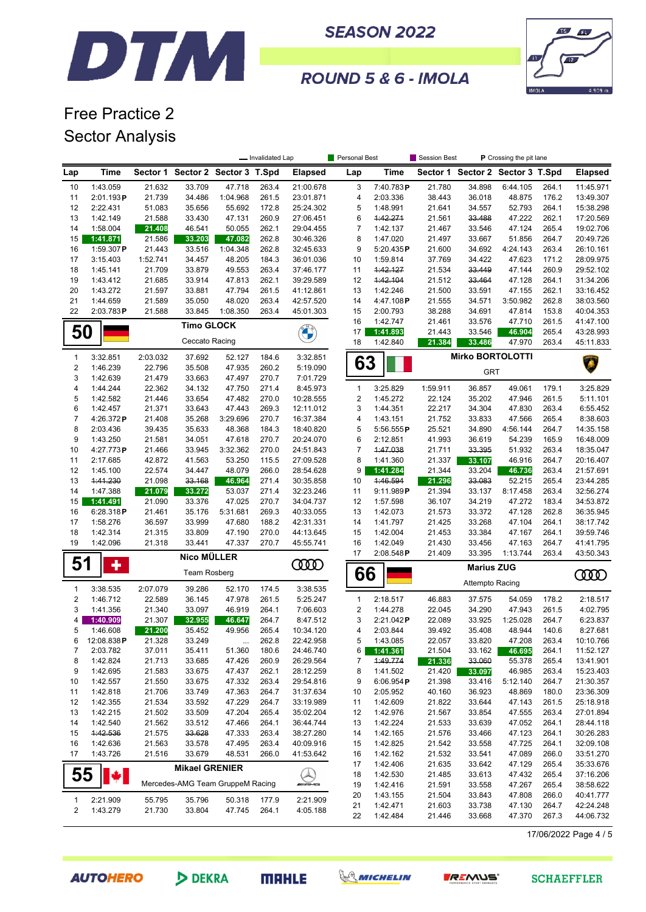SEASON 2022

ROUND 5 & 6 - IMOLA

# Free Practice 2
## Sector Analysis

— Invalidated Lap | Personal Best | Session Best | P Crossing the pit lane

| Lap | Time | Sector 1 | Sector 2 | Sector 3 | T.Spd | Elapsed |
|---|---|---|---|---|---|---|
| 10 | 1:43.059 | 21.632 | 33.709 | 47.718 | 263.4 | 21:00.678 |
| 11 | 2:01.193P | 21.739 | 34.486 | 1:04.968 | 261.5 | 23:01.871 |
| 12 | 2:22.431 | 51.083 | 35.656 | 55.692 | 172.8 | 25:24.302 |
| 13 | 1:42.149 | 21.588 | 33.430 | 47.131 | 260.9 | 27:06.451 |
| 14 | 1:58.004 | 21.408 | 46.541 | 50.055 | 262.1 | 29:04.455 |
| 15 | 1:41.871 | 21.586 | 33.203 | 47.082 | 262.8 | 30:46.326 |
| 16 | 1:59.307P | 21.443 | 33.516 | 1:04.348 | 262.8 | 32:45.633 |
| 17 | 3:15.403 | 1:52.741 | 34.457 | 48.205 | 184.3 | 36:01.036 |
| 18 | 1:45.141 | 21.709 | 33.879 | 49.553 | 263.4 | 37:46.177 |
| 19 | 1:43.412 | 21.685 | 33.914 | 47.813 | 262.1 | 39:29.589 |
| 20 | 1:43.272 | 21.597 | 33.881 | 47.794 | 261.5 | 41:12.861 |
| 21 | 1:44.659 | 21.589 | 35.050 | 48.020 | 263.4 | 42:57.520 |
| 22 | 2:03.783P | 21.588 | 33.845 | 1:08.350 | 263.4 | 45:01.303 |

### 50 Timo GLOCK — Ceccato Racing

| Lap | Time | Sector 1 | Sector 2 | Sector 3 | T.Spd | Elapsed |
|---|---|---|---|---|---|---|
| 1 | 3:32.851 | 2:03.032 | 37.692 | 52.127 | 184.6 | 3:32.851 |
| 2 | 1:46.239 | 22.796 | 35.508 | 47.935 | 260.2 | 5:19.090 |
| 3 | 1:42.639 | 21.479 | 33.663 | 47.497 | 270.7 | 7:01.729 |
| 4 | 1:44.244 | 22.362 | 34.132 | 47.750 | 271.4 | 8:45.973 |
| 5 | 1:42.582 | 21.446 | 33.654 | 47.482 | 270.0 | 10:28.555 |
| 6 | 1:42.457 | 21.371 | 33.643 | 47.443 | 269.3 | 12:11.012 |
| 7 | 4:26.372P | 21.408 | 35.268 | 3:29.696 | 270.7 | 16:37.384 |
| 8 | 2:03.436 | 39.435 | 35.633 | 48.368 | 184.3 | 18:40.820 |
| 9 | 1:43.250 | 21.581 | 34.051 | 47.618 | 270.7 | 20:24.070 |
| 10 | 4:27.773P | 21.466 | 33.945 | 3:32.362 | 270.0 | 24:51.843 |
| 11 | 2:17.685 | 42.872 | 41.563 | 53.250 | 115.5 | 27:09.528 |
| 12 | 1:45.100 | 22.574 | 34.447 | 48.079 | 266.0 | 28:54.628 |
| 13 | ~~1:41.230~~ | 21.098 | ~~33.168~~ | 46.964 | 271.4 | 30:35.858 |
| 14 | 1:47.388 | 21.079 | 33.272 | 53.037 | 271.4 | 32:23.246 |
| 15 | 1:41.491 | 21.090 | 33.376 | 47.025 | 270.7 | 34:04.737 |
| 16 | 6:28.318P | 21.461 | 35.176 | 5:31.681 | 269.3 | 40:33.055 |
| 17 | 1:58.276 | 36.597 | 33.999 | 47.680 | 188.2 | 42:31.331 |
| 18 | 1:42.314 | 21.315 | 33.809 | 47.190 | 270.0 | 44:13.645 |
| 19 | 1:42.096 | 21.318 | 33.441 | 47.337 | 270.7 | 45:55.741 |

### 51 Nico MÜLLER — Team Rosberg

| Lap | Time | Sector 1 | Sector 2 | Sector 3 | T.Spd | Elapsed |
|---|---|---|---|---|---|---|
| 1 | 3:38.535 | 2:07.079 | 39.286 | 52.170 | 174.5 | 3:38.535 |
| 2 | 1:46.712 | 22.589 | 36.145 | 47.978 | 261.5 | 5:25.247 |
| 3 | 1:41.356 | 21.340 | 33.097 | 46.919 | 264.1 | 7:06.603 |
| 4 | 1:40.909 | 21.307 | 32.955 | 46.647 | 264.7 | 8:47.512 |
| 5 | 1:46.608 | 21.200 | 35.452 | 49.956 | 265.4 | 10:34.120 |
| 6 | 12:08.838P | 21.328 | 33.249 | ... | 262.8 | 22:42.958 |
| 7 | 2:03.782 | 37.011 | 35.411 | 51.360 | 180.6 | 24:46.740 |
| 8 | 1:42.824 | 21.713 | 33.685 | 47.426 | 260.9 | 26:29.564 |
| 9 | 1:42.695 | 21.583 | 33.675 | 47.437 | 262.1 | 28:12.259 |
| 10 | 1:42.557 | 21.550 | 33.675 | 47.332 | 263.4 | 29:54.816 |
| 11 | 1:42.818 | 21.706 | 33.749 | 47.363 | 264.7 | 31:37.634 |
| 12 | 1:42.355 | 21.534 | 33.592 | 47.229 | 264.7 | 33:19.989 |
| 13 | 1:42.215 | 21.502 | 33.509 | 47.204 | 265.4 | 35:02.204 |
| 14 | 1:42.540 | 21.562 | 33.512 | 47.466 | 264.1 | 36:44.744 |
| 15 | ~~1:42.536~~ | 21.575 | ~~33.628~~ | 47.333 | 263.4 | 38:27.280 |
| 16 | 1:42.636 | 21.563 | 33.578 | 47.495 | 263.4 | 40:09.916 |
| 17 | 1:43.726 | 21.516 | 33.679 | 48.531 | 266.0 | 41:53.642 |

### 55 Mikael GRENIER — Mercedes-AMG Team GruppeM Racing

| Lap | Time | Sector 1 | Sector 2 | Sector 3 | T.Spd | Elapsed |
|---|---|---|---|---|---|---|
| 1 | 2:21.909 | 55.795 | 35.796 | 50.318 | 177.9 | 2:21.909 |
| 2 | 1:43.279 | 21.730 | 33.804 | 47.745 | 264.1 | 4:05.188 |

| Lap | Time | Sector 1 | Sector 2 | Sector 3 | T.Spd | Elapsed |
|---|---|---|---|---|---|---|
| 3 | 7:40.783P | 21.780 | 34.898 | 6:44.105 | 264.1 | 11:45.971 |
| 4 | 2:03.336 | 38.443 | 36.018 | 48.875 | 176.2 | 13:49.307 |
| 5 | 1:48.991 | 21.641 | 34.557 | 52.793 | 264.1 | 15:38.298 |
| 6 | ~~1:42.271~~ | 21.561 | ~~33.488~~ | 47.222 | 262.1 | 17:20.569 |
| 7 | 1:42.137 | 21.467 | 33.546 | 47.124 | 265.4 | 19:02.706 |
| 8 | 1:47.020 | 21.497 | 33.667 | 51.856 | 264.7 | 20:49.726 |
| 9 | 5:20.435P | 21.600 | 34.692 | 4:24.143 | 263.4 | 26:10.161 |
| 10 | 1:59.814 | 37.769 | 34.422 | 47.623 | 171.2 | 28:09.975 |
| 11 | ~~1:42.127~~ | 21.534 | ~~33.449~~ | 47.144 | 260.9 | 29:52.102 |
| 12 | ~~1:42.104~~ | 21.512 | ~~33.464~~ | 47.128 | 264.1 | 31:34.206 |
| 13 | 1:42.246 | 21.500 | 33.591 | 47.155 | 262.1 | 33:16.452 |
| 14 | 4:47.108P | 21.555 | 34.571 | 3:50.982 | 262.8 | 38:03.560 |
| 15 | 2:00.793 | 38.288 | 34.691 | 47.814 | 153.8 | 40:04.353 |
| 16 | 1:42.747 | 21.461 | 33.576 | 47.710 | 261.5 | 41:47.100 |
| 17 | 1:41.893 | 21.443 | 33.546 | 46.904 | 265.4 | 43:28.993 |
| 18 | 1:42.840 | 21.384 | 33.486 | 47.970 | 263.4 | 45:11.833 |

### 63 Mirko BORTOLOTTI — GRT

| Lap | Time | Sector 1 | Sector 2 | Sector 3 | T.Spd | Elapsed |
|---|---|---|---|---|---|---|
| 1 | 3:25.829 | 1:59.911 | 36.857 | 49.061 | 179.1 | 3:25.829 |
| 2 | 1:45.272 | 22.124 | 35.202 | 47.946 | 261.5 | 5:11.101 |
| 3 | 1:44.351 | 22.217 | 34.304 | 47.830 | 263.4 | 6:55.452 |
| 4 | 1:43.151 | 21.752 | 33.833 | 47.566 | 265.4 | 8:38.603 |
| 5 | 5:56.555P | 25.521 | 34.890 | 4:56.144 | 264.7 | 14:35.158 |
| 6 | 2:12.851 | 41.993 | 36.619 | 54.239 | 165.9 | 16:48.009 |
| 7 | ~~1:47.038~~ | 21.711 | ~~33.395~~ | 51.932 | 263.4 | 18:35.047 |
| 8 | 1:41.360 | 21.337 | 33.107 | 46.916 | 264.7 | 20:16.407 |
| 9 | 1:41.284 | 21.344 | 33.204 | 46.736 | 263.4 | 21:57.691 |
| 10 | ~~1:46.594~~ | 21.296 | ~~33.083~~ | 52.215 | 265.4 | 23:44.285 |
| 11 | 9:11.989P | 21.394 | 33.137 | 8:17.458 | 263.4 | 32:56.274 |
| 12 | 1:57.598 | 36.107 | 34.219 | 47.272 | 183.4 | 34:53.872 |
| 13 | 1:42.073 | 21.573 | 33.372 | 47.128 | 262.8 | 36:35.945 |
| 14 | 1:41.797 | 21.425 | 33.268 | 47.104 | 264.1 | 38:17.742 |
| 15 | 1:42.004 | 21.453 | 33.384 | 47.167 | 264.1 | 39:59.746 |
| 16 | 1:42.049 | 21.430 | 33.456 | 47.163 | 264.7 | 41:41.795 |
| 17 | 2:08.548P | 21.409 | 33.395 | 1:13.744 | 263.4 | 43:50.343 |

### 66 Marius ZUG — Attempto Racing

| Lap | Time | Sector 1 | Sector 2 | Sector 3 | T.Spd | Elapsed |
|---|---|---|---|---|---|---|
| 1 | 2:18.517 | 46.883 | 37.575 | 54.059 | 178.2 | 2:18.517 |
| 2 | 1:44.278 | 22.045 | 34.290 | 47.943 | 261.5 | 4:02.795 |
| 3 | 2:21.042P | 22.089 | 33.925 | 1:25.028 | 264.7 | 6:23.837 |
| 4 | 2:03.844 | 39.492 | 35.408 | 48.944 | 140.6 | 8:27.681 |
| 5 | 1:43.085 | 22.057 | 33.820 | 47.208 | 263.4 | 10:10.766 |
| 6 | 1:41.361 | 21.504 | 33.162 | 46.695 | 264.1 | 11:52.127 |
| 7 | ~~1:49.774~~ | 21.336 | ~~33.060~~ | 55.378 | 265.4 | 13:41.901 |
| 8 | 1:41.502 | 21.420 | 33.097 | 46.985 | 265.4 | 15:23.403 |
| 9 | 6:06.954P | 21.398 | 33.416 | 5:12.140 | 264.7 | 21:30.357 |
| 10 | 2:05.952 | 40.160 | 36.923 | 48.869 | 180.0 | 23:36.309 |
| 11 | 1:42.609 | 21.822 | 33.644 | 47.143 | 261.5 | 25:18.918 |
| 12 | 1:42.976 | 21.567 | 33.854 | 47.555 | 263.4 | 27:01.894 |
| 13 | 1:42.224 | 21.533 | 33.639 | 47.052 | 264.1 | 28:44.118 |
| 14 | 1:42.165 | 21.576 | 33.466 | 47.123 | 264.1 | 30:26.283 |
| 15 | 1:42.825 | 21.542 | 33.558 | 47.725 | 264.1 | 32:09.108 |
| 16 | 1:42.162 | 21.532 | 33.541 | 47.089 | 266.0 | 33:51.270 |
| 17 | 1:42.406 | 21.635 | 33.642 | 47.129 | 265.4 | 35:33.676 |
| 18 | 1:42.530 | 21.485 | 33.613 | 47.432 | 265.4 | 37:16.206 |
| 19 | 1:42.416 | 21.591 | 33.558 | 47.267 | 265.4 | 38:58.622 |
| 20 | 1:43.155 | 21.504 | 33.843 | 47.808 | 266.0 | 40:41.777 |
| 21 | 1:42.471 | 21.603 | 33.738 | 47.130 | 264.7 | 42:24.248 |
| 22 | 1:42.484 | 21.446 | 33.668 | 47.370 | 267.3 | 44:06.732 |

17/06/2022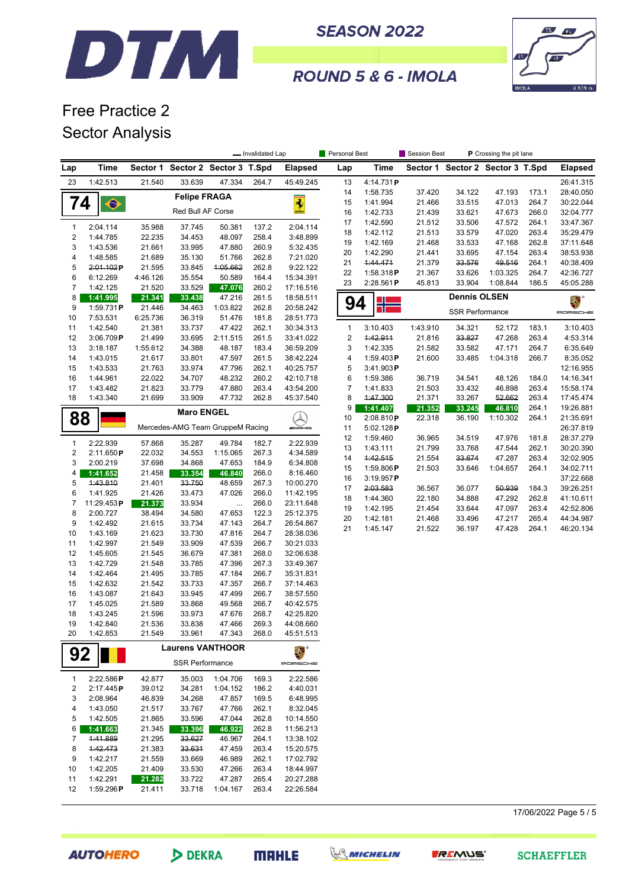# DTM SEASON 2022

## ROUND 5 & 6 - IMOLA

# Free Practice 2
## Sector Analysis

— Invalidated Lap | Personal Best | Session Best | P Crossing the pit lane

| Lap | Time | Sector 1 | Sector 2 | Sector 3 | T.Spd | Elapsed |
|---|---|---|---|---|---|---|
| 23 | 1:42.513 | 21.540 | 33.639 | 47.334 | 264.7 | 45:49.245 |

### 74 Felipe FRAGA — Red Bull AF Corse

| Lap | Time | Sector 1 | Sector 2 | Sector 3 | T.Spd | Elapsed |
|---|---|---|---|---|---|---|
| 1 | 2:04.114 | 35.988 | 37.745 | 50.381 | 137.2 | 2:04.114 |
| 2 | 1:44.785 | 22.235 | 34.453 | 48.097 | 258.4 | 3:48.899 |
| 3 | 1:43.536 | 21.661 | 33.995 | 47.880 | 260.9 | 5:32.435 |
| 4 | 1:48.585 | 21.689 | 35.130 | 51.766 | 262.8 | 7:21.020 |
| 5 | 2:01.102 P | 21.595 | 33.845 | 1:05.662 | 262.8 | 9:22.122 |
| 6 | 6:12.269 | 4:46.126 | 35.554 | 50.589 | 164.4 | 15:34.391 |
| 7 | 1:42.125 | 21.520 | 33.529 | 47.076 | 260.2 | 17:16.516 |
| 8 | 1:41.995 | 21.341 | 33.438 | 47.216 | 261.5 | 18:58.511 |
| 9 | 1:59.731 P | 21.446 | 34.463 | 1:03.822 | 262.8 | 20:58.242 |
| 10 | 7:53.531 | 6:25.736 | 36.319 | 51.476 | 181.8 | 28:51.773 |
| 11 | 1:42.540 | 21.381 | 33.737 | 47.422 | 262.1 | 30:34.313 |
| 12 | 3:06.709 P | 21.499 | 33.695 | 2:11.515 | 261.5 | 33:41.022 |
| 13 | 3:18.187 | 1:55.612 | 34.388 | 48.187 | 183.4 | 36:59.209 |
| 14 | 1:43.015 | 21.617 | 33.801 | 47.597 | 261.5 | 38:42.224 |
| 15 | 1:43.533 | 21.763 | 33.974 | 47.796 | 262.1 | 40:25.757 |
| 16 | 1:44.961 | 22.022 | 34.707 | 48.232 | 260.2 | 42:10.718 |
| 17 | 1:43.482 | 21.823 | 33.779 | 47.880 | 263.4 | 43:54.200 |
| 18 | 1:43.340 | 21.699 | 33.909 | 47.732 | 262.8 | 45:37.540 |

### 88 Maro ENGEL — Mercedes-AMG Team GruppeM Racing

| Lap | Time | Sector 1 | Sector 2 | Sector 3 | T.Spd | Elapsed |
|---|---|---|---|---|---|---|
| 1 | 2:22.939 | 57.868 | 35.287 | 49.784 | 182.7 | 2:22.939 |
| 2 | 2:11.650 P | 22.032 | 34.553 | 1:15.065 | 267.3 | 4:34.589 |
| 3 | 2:00.219 | 37.698 | 34.868 | 47.653 | 184.9 | 6:34.808 |
| 4 | 1:41.652 | 21.458 | 33.354 | 46.840 | 266.0 | 8:16.460 |
| 5 | 1:43.810 | 21.401 | 33.750 | 48.659 | 267.3 | 10:00.270 |
| 6 | 1:41.925 | 21.426 | 33.473 | 47.026 | 266.0 | 11:42.195 |
| 7 | 11:29.453 P | 21.373 | 33.934 | ... | 266.0 | 23:11.648 |
| 8 | 2:00.727 | 38.494 | 34.580 | 47.653 | 122.3 | 25:12.375 |
| 9 | 1:42.492 | 21.615 | 33.734 | 47.143 | 264.7 | 26:54.867 |
| 10 | 1:43.169 | 21.623 | 33.730 | 47.816 | 264.7 | 28:38.036 |
| 11 | 1:42.997 | 21.549 | 33.909 | 47.539 | 266.7 | 30:21.033 |
| 12 | 1:45.605 | 21.545 | 36.679 | 47.381 | 268.0 | 32:06.638 |
| 13 | 1:42.729 | 21.548 | 33.785 | 47.396 | 267.3 | 33:49.367 |
| 14 | 1:42.464 | 21.495 | 33.785 | 47.184 | 266.7 | 35:31.831 |
| 15 | 1:42.632 | 21.542 | 33.733 | 47.357 | 266.7 | 37:14.463 |
| 16 | 1:43.087 | 21.643 | 33.945 | 47.499 | 266.7 | 38:57.550 |
| 17 | 1:45.025 | 21.589 | 33.868 | 49.568 | 266.7 | 40:42.575 |
| 18 | 1:43.245 | 21.596 | 33.973 | 47.676 | 268.7 | 42:25.820 |
| 19 | 1:42.840 | 21.536 | 33.838 | 47.466 | 269.3 | 44:08.660 |
| 20 | 1:42.853 | 21.549 | 33.961 | 47.343 | 268.0 | 45:51.513 |

### 92 Laurens VANTHOOR — SSR Performance

| Lap | Time | Sector 1 | Sector 2 | Sector 3 | T.Spd | Elapsed |
|---|---|---|---|---|---|---|
| 1 | 2:22.586 P | 42.877 | 35.003 | 1:04.706 | 169.3 | 2:22.586 |
| 2 | 2:17.445 P | 39.012 | 34.281 | 1:04.152 | 186.2 | 4:40.031 |
| 3 | 2:08.964 | 46.839 | 34.268 | 47.857 | 169.5 | 6:48.995 |
| 4 | 1:43.050 | 21.517 | 33.767 | 47.766 | 262.1 | 8:32.045 |
| 5 | 1:42.505 | 21.865 | 33.596 | 47.044 | 262.8 | 10:14.550 |
| 6 | 1:41.663 | 21.345 | 33.396 | 46.922 | 262.8 | 11:56.213 |
| 7 | 1:41.889 | 21.295 | 33.627 | 46.967 | 264.1 | 13:38.102 |
| 8 | 1:42.473 | 21.383 | 33.631 | 47.459 | 263.4 | 15:20.575 |
| 9 | 1:42.217 | 21.559 | 33.669 | 46.989 | 262.1 | 17:02.792 |
| 10 | 1:42.205 | 21.409 | 33.530 | 47.266 | 263.4 | 18:44.997 |
| 11 | 1:42.291 | 21.282 | 33.722 | 47.287 | 265.4 | 20:27.288 |
| 12 | 1:59.296 P | 21.411 | 33.718 | 1:04.167 | 263.4 | 22:26.584 |

| Lap | Time | Sector 1 | Sector 2 | Sector 3 | T.Spd | Elapsed |
|---|---|---|---|---|---|---|
| 13 | 4:14.731 P | | | | | 26:41.315 |
| 14 | 1:58.735 | 37.420 | 34.122 | 47.193 | 173.1 | 28:40.050 |
| 15 | 1:41.994 | 21.466 | 33.515 | 47.013 | 264.7 | 30:22.044 |
| 16 | 1:42.733 | 21.439 | 33.621 | 47.673 | 266.0 | 32:04.777 |
| 17 | 1:42.590 | 21.512 | 33.506 | 47.572 | 264.1 | 33:47.367 |
| 18 | 1:42.112 | 21.513 | 33.579 | 47.020 | 263.4 | 35:29.479 |
| 19 | 1:42.169 | 21.468 | 33.533 | 47.168 | 262.8 | 37:11.648 |
| 20 | 1:42.290 | 21.441 | 33.695 | 47.154 | 263.4 | 38:53.938 |
| 21 | 1:44.471 | 21.379 | 33.576 | 49.516 | 264.1 | 40:38.409 |
| 22 | 1:58.318 P | 21.367 | 33.626 | 1:03.325 | 264.7 | 42:36.727 |
| 23 | 2:28.561 P | 45.813 | 33.904 | 1:08.844 | 186.5 | 45:05.288 |

### 94 Dennis OLSEN — SSR Performance

| Lap | Time | Sector 1 | Sector 2 | Sector 3 | T.Spd | Elapsed |
|---|---|---|---|---|---|---|
| 1 | 3:10.403 | 1:43.910 | 34.321 | 52.172 | 183.1 | 3:10.403 |
| 2 | 1:42.911 | 21.816 | 33.827 | 47.268 | 263.4 | 4:53.314 |
| 3 | 1:42.335 | 21.582 | 33.582 | 47.171 | 264.7 | 6:35.649 |
| 4 | 1:59.403 P | 21.600 | 33.485 | 1:04.318 | 266.7 | 8:35.052 |
| 5 | 3:41.903 P | | | | | 12:16.955 |
| 6 | 1:59.386 | 36.719 | 34.541 | 48.126 | 184.0 | 14:16.341 |
| 7 | 1:41.833 | 21.503 | 33.432 | 46.898 | 263.4 | 15:58.174 |
| 8 | 1:47.300 | 21.371 | 33.267 | 52.662 | 263.4 | 17:45.474 |
| 9 | 1:41.407 | 21.352 | 33.245 | 46.810 | 264.1 | 19:26.881 |
| 10 | 2:08.810 P | 22.318 | 36.190 | 1:10.302 | 264.1 | 21:35.691 |
| 11 | 5:02.128 P | | | | | 26:37.819 |
| 12 | 1:59.460 | 36.965 | 34.519 | 47.976 | 181.8 | 28:37.279 |
| 13 | 1:43.111 | 21.799 | 33.768 | 47.544 | 262.1 | 30:20.390 |
| 14 | 1:42.515 | 21.554 | 33.674 | 47.287 | 263.4 | 32:02.905 |
| 15 | 1:59.806 P | 21.503 | 33.646 | 1:04.657 | 264.1 | 34:02.711 |
| 16 | 3:19.957 P | | | | | 37:22.668 |
| 17 | 2:03.583 | 36.567 | 36.077 | 50.939 | 184.3 | 39:26.251 |
| 18 | 1:44.360 | 22.180 | 34.888 | 47.292 | 262.8 | 41:10.611 |
| 19 | 1:42.195 | 21.454 | 33.644 | 47.097 | 263.4 | 42:52.806 |
| 20 | 1:42.181 | 21.468 | 33.496 | 47.217 | 265.4 | 44:34.987 |
| 21 | 1:45.147 | 21.522 | 36.197 | 47.428 | 264.1 | 46:20.134 |

17/06/2022 Page 5 / 5

AUTOHERO DEKRA MAHLE MICHELIN REMUS SCHAEFFLER